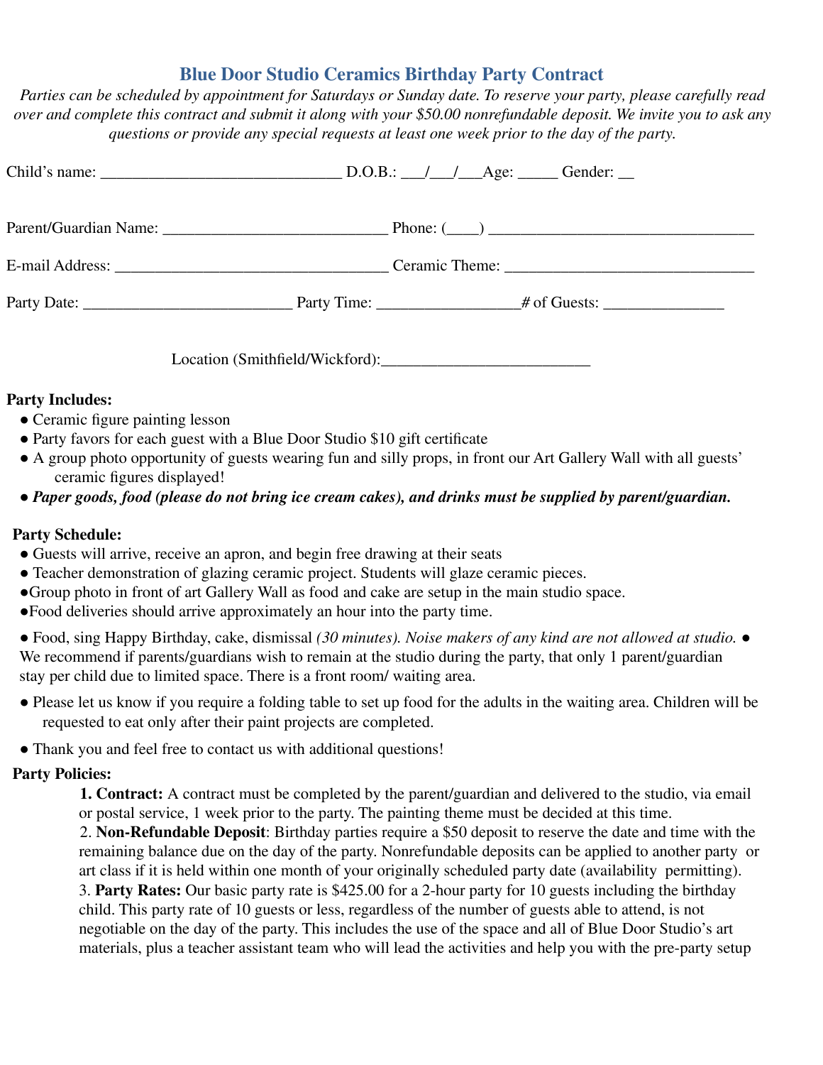## Blue Door Studio Ceramics Birthday Party Contract

*Parties can be scheduled by appointment for Saturdays or Sunday date. To reserve your party, please carefully read over and complete this contract and submit it along with your $50.00 nonrefundable deposit. We invite you to ask any questions or provide any special requests at least one week prior to the day of the party.*

Child's name: ______________________________ D.O.B.: ___/___/___Age: _____ Gender: __

Parent/Guardian Name: ___________________________ Phone: (____) ________________________________

E-mail Address: _________________________________ Ceramic Theme: _______________________________

Party Date: __________________________ Party Time: _________________# of Guests: _______________

Location (Smithfield/Wickford):_________________________

**Party Includes:**

- Ceramic figure painting lesson
- Party favors for each guest with a Blue Door Studio $10 gift certificate
- A group photo opportunity of guests wearing fun and silly props, in front our Art Gallery Wall with all guests' ceramic figures displayed!
- ***Paper goods, food (please do not bring ice cream cakes), and drinks must be supplied by parent/guardian.***

**Party Schedule:**

- Guests will arrive, receive an apron, and begin free drawing at their seats
- Teacher demonstration of glazing ceramic project. Students will glaze ceramic pieces.
- Group photo in front of art Gallery Wall as food and cake are setup in the main studio space.
- Food deliveries should arrive approximately an hour into the party time.
- Food, sing Happy Birthday, cake, dismissal *(30 minutes). Noise makers of any kind are not allowed at studio.*
- We recommend if parents/guardians wish to remain at the studio during the party, that only 1 parent/guardian stay per child due to limited space. There is a front room/ waiting area.
- Please let us know if you require a folding table to set up food for the adults in the waiting area. Children will be requested to eat only after their paint projects are completed.
- Thank you and feel free to contact us with additional questions!

**Party Policies:**

1. **Contract:** A contract must be completed by the parent/guardian and delivered to the studio, via email or postal service, 1 week prior to the party. The painting theme must be decided at this time.
2. **Non-Refundable Deposit**: Birthday parties require a $50 deposit to reserve the date and time with the remaining balance due on the day of the party. Nonrefundable deposits can be applied to another party or art class if it is held within one month of your originally scheduled party date (availability permitting).
3. **Party Rates:** Our basic party rate is $425.00 for a 2-hour party for 10 guests including the birthday child. This party rate of 10 guests or less, regardless of the number of guests able to attend, is not negotiable on the day of the party. This includes the use of the space and all of Blue Door Studio's art materials, plus a teacher assistant team who will lead the activities and help you with the pre-party setup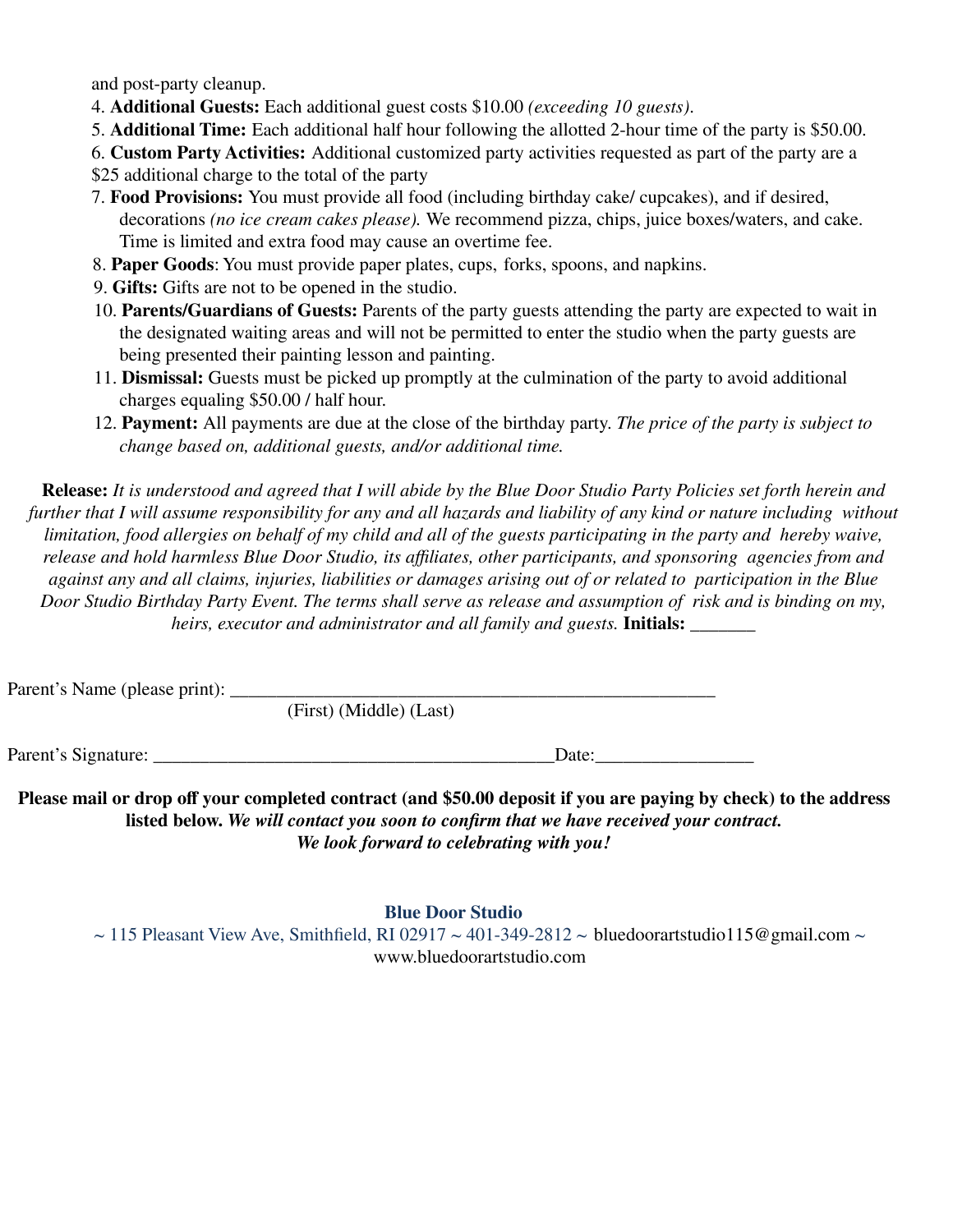and post-party cleanup.

4. **Additional Guests:** Each additional guest costs $10.00 *(exceeding 10 guests).*
5. **Additional Time:** Each additional half hour following the allotted 2-hour time of the party is $50.00.
6. **Custom Party Activities:** Additional customized party activities requested as part of the party are a $25 additional charge to the total of the party
7. **Food Provisions:** You must provide all food (including birthday cake/ cupcakes), and if desired, decorations *(no ice cream cakes please).* We recommend pizza, chips, juice boxes/waters, and cake. Time is limited and extra food may cause an overtime fee.
8. **Paper Goods**: You must provide paper plates, cups, forks, spoons, and napkins.
9. **Gifts:** Gifts are not to be opened in the studio.
10. **Parents/Guardians of Guests:** Parents of the party guests attending the party are expected to wait in the designated waiting areas and will not be permitted to enter the studio when the party guests are being presented their painting lesson and painting.
11. **Dismissal:** Guests must be picked up promptly at the culmination of the party to avoid additional charges equaling $50.00 / half hour.
12. **Payment:** All payments are due at the close of the birthday party. *The price of the party is subject to change based on, additional guests, and/or additional time.*

**Release:** *It is understood and agreed that I will abide by the Blue Door Studio Party Policies set forth herein and further that I will assume responsibility for any and all hazards and liability of any kind or nature including without limitation, food allergies on behalf of my child and all of the guests participating in the party and hereby waive, release and hold harmless Blue Door Studio, its affiliates, other participants, and sponsoring agencies from and against any and all claims, injuries, liabilities or damages arising out of or related to participation in the Blue Door Studio Birthday Party Event. The terms shall serve as release and assumption of risk and is binding on my, heirs, executor and administrator and all family and guests.* **Initials:** _______

Parent's Name (please print): ______________________________________________________
(First) (Middle) (Last)

Parent's Signature: ____________________________________________Date:_________________

**Please mail or drop off your completed contract (and $50.00 deposit if you are paying by check) to the address listed below.** ***We will contact you soon to confirm that we have received your contract.***
***We look forward to celebrating with you!***

**Blue Door Studio**
~ 115 Pleasant View Ave, Smithfield, RI 02917 ~ 401-349-2812 ~ bluedoorartstudio115@gmail.com ~ www.bluedoorartstudio.com